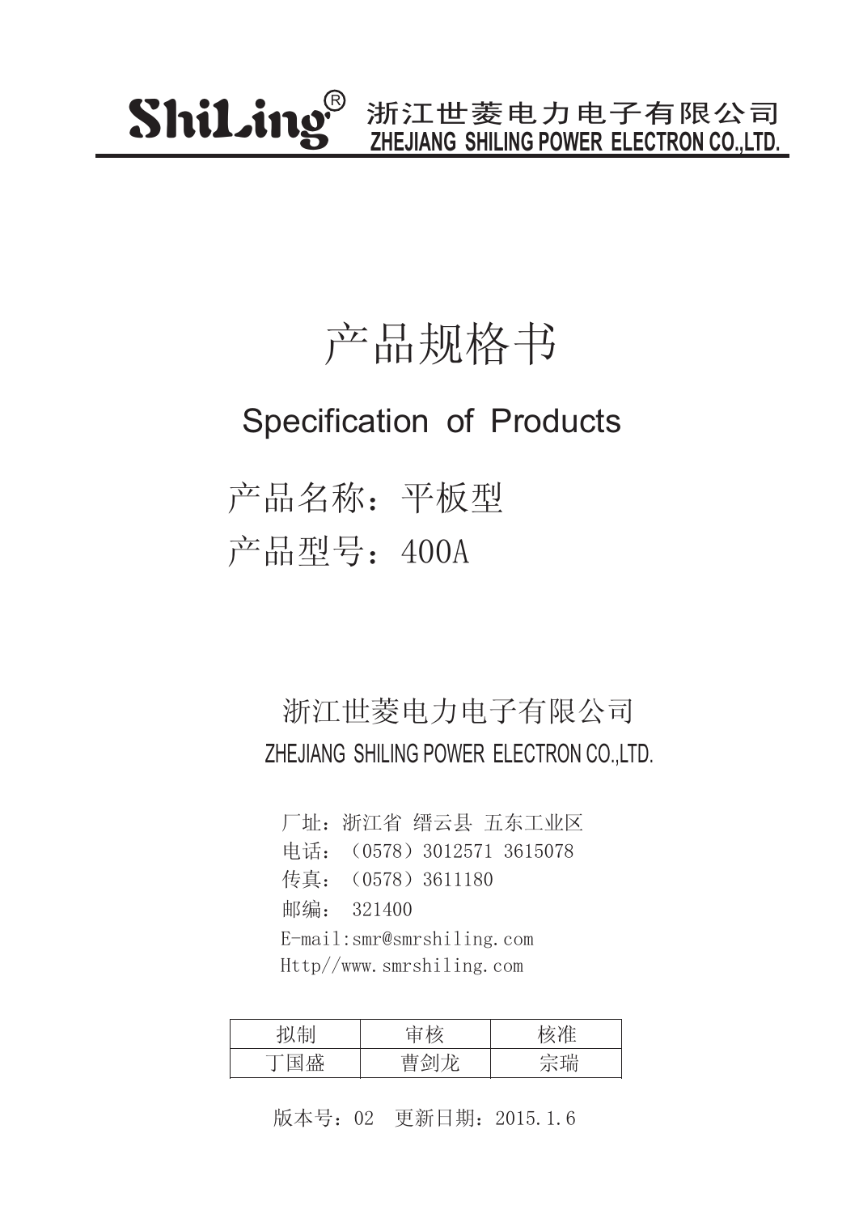ShiLing® 浙江世菱电力电子有限公司
ZHEJIANG SHILING POWER ELECTRON CO.,LTD.

# 产品规格书

## Specification of Products

产品名称：平板型

产品型号：400A

浙江世菱电力电子有限公司

ZHEJIANG SHILING POWER ELECTRON CO.,LTD.

厂址：浙江省 缙云县 五东工业区

电话：（0578）3012571 3615078

传真：（0578）3611180

邮编： 321400

E-mail:smr@smrshiling.com

Http//www.smrshiling.com

| 拟制 | 审核 | 核准 |
| --- | --- | --- |
| 丁国盛 | 曹剑龙 | 宗瑞 |

版本号：02 更新日期：2015.1.6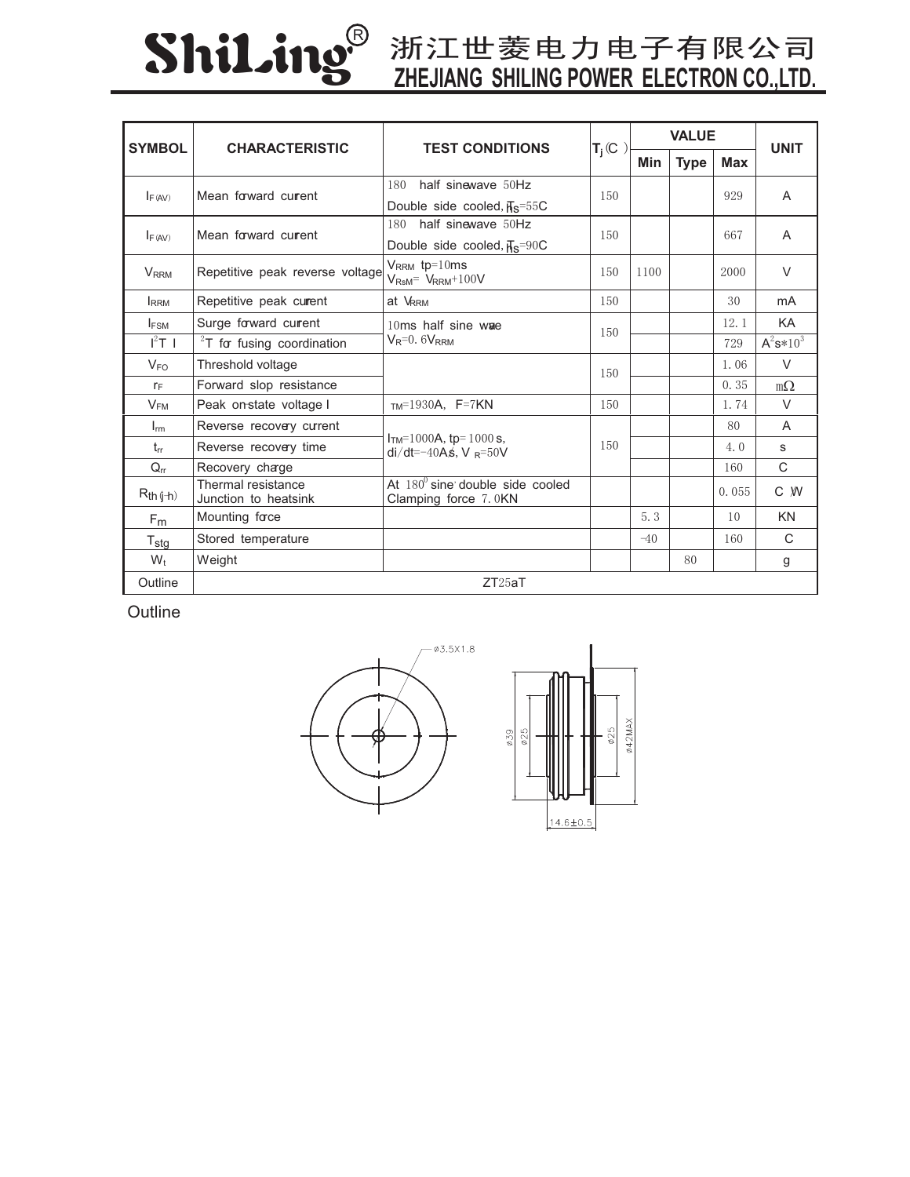# ShiLing® 浙江世菱电力电子有限公司
## ZHEJIANG SHILING POWER ELECTRON CO.,LTD.

| SYMBOL | CHARACTERISTIC | TEST CONDITIONS | $T_j$(C) | VALUE | | | UNIT |
|---|---|---|---|---|---|---|---|
| | | | | Min | Type | Max | |
| $I_{F(AV)}$ | Mean forward current | 180 half sinewave 50Hz<br>Double side cooled, $T_{hs}$=55C | 150 | | | 929 | A |
| $I_{F(AV)}$ | Mean forward current | 180 half sinewave 50Hz<br>Double side cooled, $T_{hs}$=90C | 150 | | | 667 | A |
| $V_{RRM}$ | Repetitive peak reverse voltage | $V_{RRM}$ tp=10ms<br>$V_{RSM}$= $V_{RRM}$+100V | 150 | 1100 | | 2000 | V |
| $I_{RRM}$ | Repetitive peak current | at $V_{RRM}$ | 150 | | | 30 | mA |
| $I_{FSM}$ | Surge forward current | 10ms half sine wave<br>$V_R$=0.6$V_{RRM}$ | 150 | | | 12.1 | KA |
| $I^2T$ | $I^2T$ for fusing coordination | | | | | 729 | $A^2s*10^3$ |
| $V_{FO}$ | Threshold voltage | | 150 | | | 1.06 | V |
| $r_F$ | Forward slop resistance | | | | | 0.35 | mΩ |
| $V_{FM}$ | Peak on-state voltage I | $I_{TM}$=1930A, F=7KN | 150 | | | 1.74 | V |
| $I_{rm}$ | Reverse recovery current | $I_{TM}$=1000A, tp=1000 s,<br>di/dt=-40A/s, $V_R$=50V | 150 | | | 80 | A |
| $t_{rr}$ | Reverse recovery time | | | | | 4.0 | s |
| $Q_{rr}$ | Recovery charge | | | | | 160 | C |
| $R_{th(j-h)}$ | Thermal resistance<br>Junction to heatsink | At $180^0$ sine double side cooled<br>Clamping force 7.0KN | | | | 0.055 | C/W |
| $F_m$ | Mounting force | | | 5.3 | | 10 | KN |
| $T_{stg}$ | Stored temperature | | | -40 | | 160 | C |
| $W_t$ | Weight | | | | 80 | | g |
| Outline | ZT25aT | | | | | | |

Outline

ø3.5X1.8

ø39 ø25 ø25 ø42MAX

14.6±0.5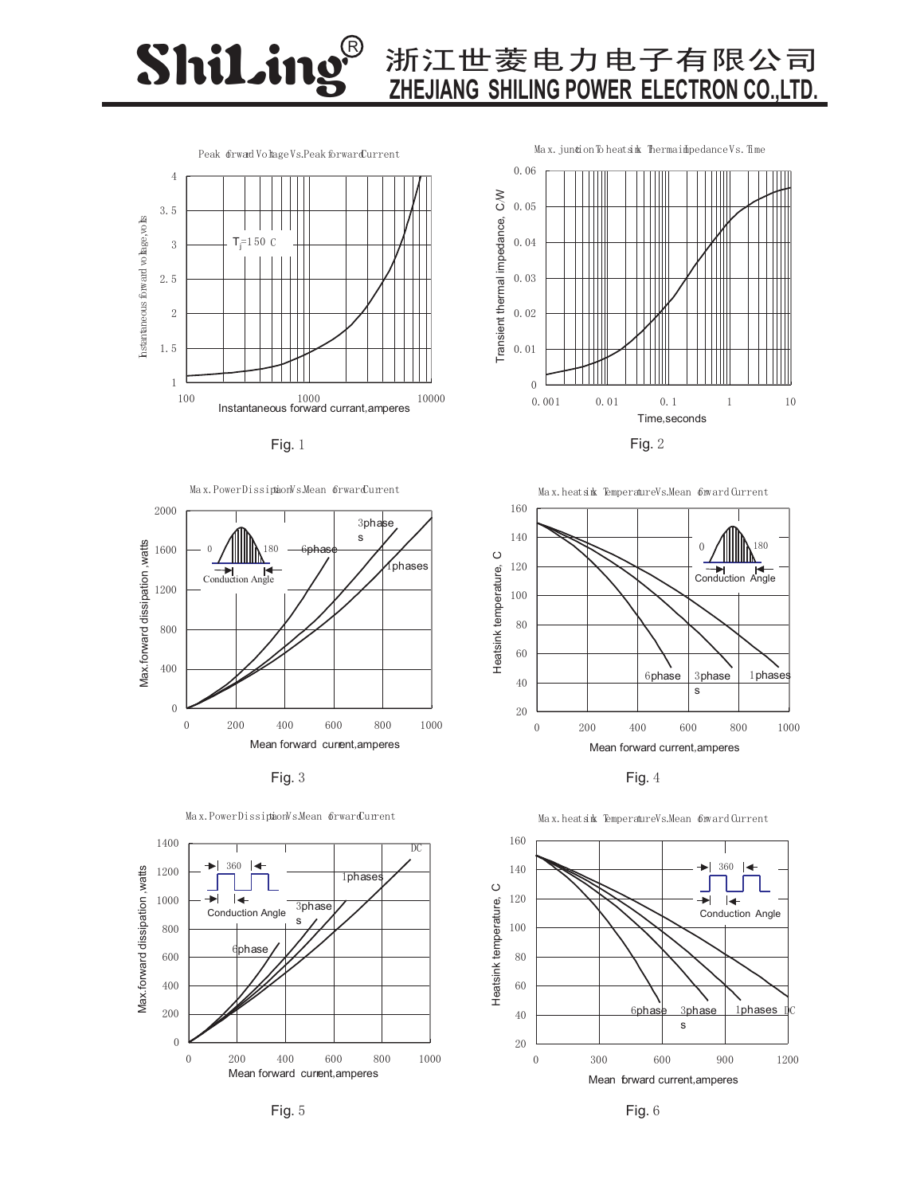Peak forward Voltage Vs. Peak forward Current

$T_j$=150 C

Instantaneous forward voltage, volts

4
3.5
3
2.5
2
1.5
1

100
1000
10000

Instantaneous forward currant,amperes

Fig. 1

Max. junction To heatsink Thermal impedance Vs. Time

Transient thermal impedance, C/W

0.06
0.05
0.04
0.03
0.02
0.01
0

0.001
0.01
0.1
1
10

Time,seconds

Fig. 2

Max. Power Dissipation Vs. Mean forward Current

Max.forward dissipation ,watts

2000
1600
1200
800
400
0

0
180
Conduction Angle

6phase
3phases
1phases

0
200
400
600
800
1000

Mean forward current,amperes

Fig. 3

Max. heatsink Temperature Vs. Mean forward Current

Heatsink temperature, C

160
140
120
100
80
60
40
20

0
180
Conduction Angle

6phase
3phases
1phases

0
200
400
600
800
1000

Mean forward current,amperes

Fig. 4

Max. Power Dissipation Vs. Mean forward Current

Max.forward dissipation ,watts

1400
1200
1000
800
600
400
200
0

360
Conduction Angle

DC
1phases
3phases
6phase

0
200
400
600
800
1000

Mean forward current,amperes

Fig. 5

Max. heatsink Temperature Vs. Mean forward Current

Heatsink temperature, C

160
140
120
100
80
60
40
20

360
Conduction Angle

6phase
3phases
1phases
DC

0
300
600
900
1200

Mean forward current,amperes

Fig. 6